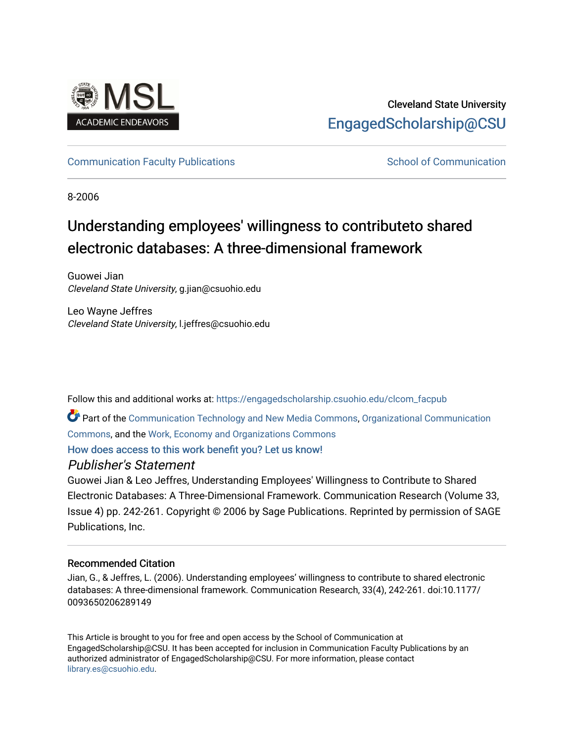Cleveland State University

EngagedScholarship@CSU

Communication Faculty Publications | School of Communication

8-2006

# Understanding employees' willingness to contributeto shared electronic databases: A three-dimensional framework

Guowei Jian
*Cleveland State University*, g.jian@csuohio.edu

Leo Wayne Jeffres
*Cleveland State University*, l.jeffres@csuohio.edu

Follow this and additional works at: https://engagedscholarship.csuohio.edu/clcom_facpub

Part of the Communication Technology and New Media Commons, Organizational Communication Commons, and the Work, Economy and Organizations Commons

How does access to this work benefit you? Let us know!

## *Publisher's Statement*

Guowei Jian & Leo Jeffres, Understanding Employees' Willingness to Contribute to Shared Electronic Databases: A Three-Dimensional Framework. Communication Research (Volume 33, Issue 4) pp. 242-261. Copyright © 2006 by Sage Publications. Reprinted by permission of SAGE Publications, Inc.

## Recommended Citation

Jian, G., & Jeffres, L. (2006). Understanding employees' willingness to contribute to shared electronic databases: A three-dimensional framework. Communication Research, 33(4), 242-261. doi:10.1177/0093650206289149

This Article is brought to you for free and open access by the School of Communication at EngagedScholarship@CSU. It has been accepted for inclusion in Communication Faculty Publications by an authorized administrator of EngagedScholarship@CSU. For more information, please contact library.es@csuohio.edu.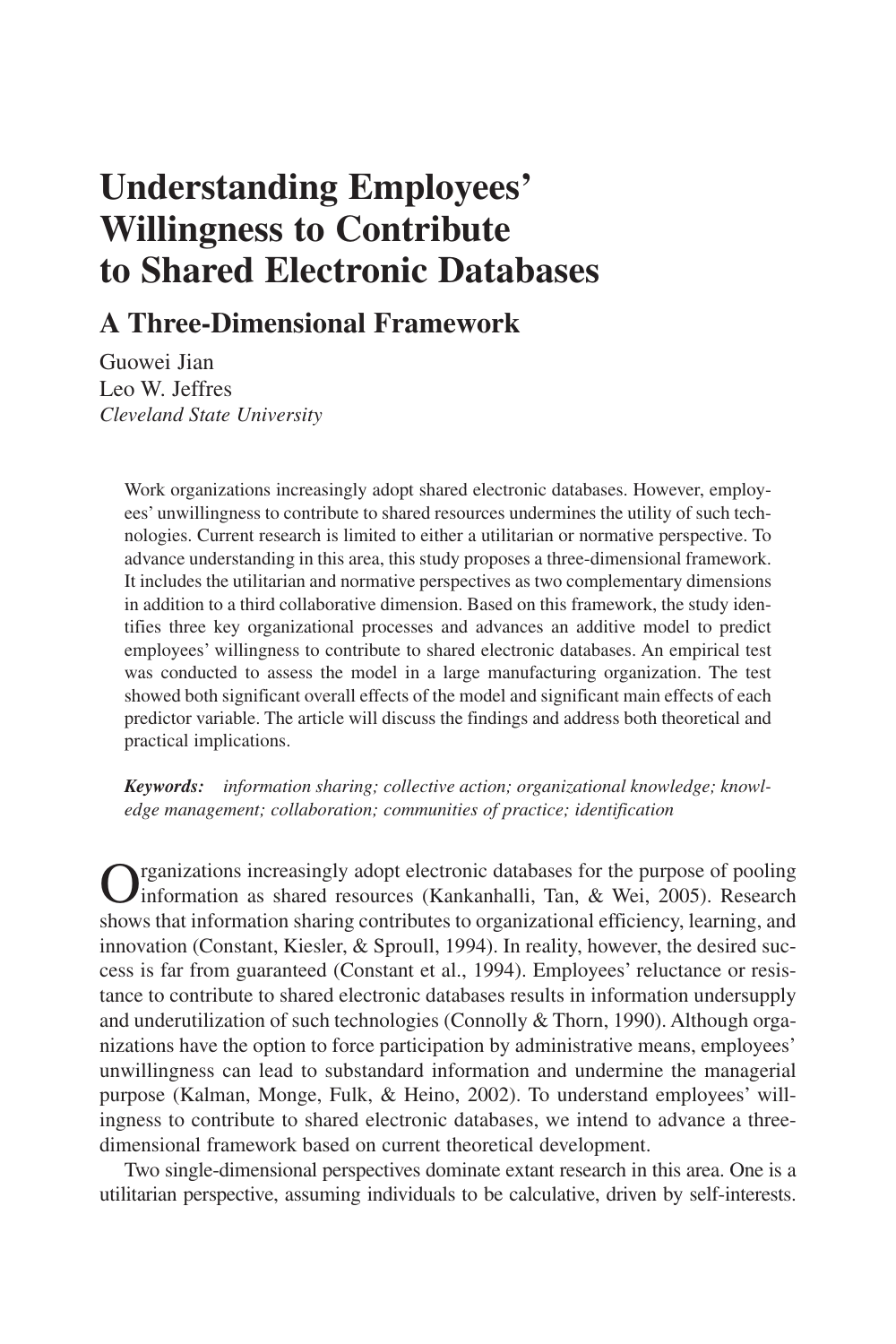# Understanding Employees' Willingness to Contribute to Shared Electronic Databases

## A Three-Dimensional Framework

Guowei Jian
Leo W. Jeffres
*Cleveland State University*

Work organizations increasingly adopt shared electronic databases. However, employees' unwillingness to contribute to shared resources undermines the utility of such technologies. Current research is limited to either a utilitarian or normative perspective. To advance understanding in this area, this study proposes a three-dimensional framework. It includes the utilitarian and normative perspectives as two complementary dimensions in addition to a third collaborative dimension. Based on this framework, the study identifies three key organizational processes and advances an additive model to predict employees' willingness to contribute to shared electronic databases. An empirical test was conducted to assess the model in a large manufacturing organization. The test showed both significant overall effects of the model and significant main effects of each predictor variable. The article will discuss the findings and address both theoretical and practical implications.

***Keywords:*** *information sharing; collective action; organizational knowledge; knowledge management; collaboration; communities of practice; identification*

Organizations increasingly adopt electronic databases for the purpose of pooling information as shared resources (Kankanhalli, Tan, & Wei, 2005). Research shows that information sharing contributes to organizational efficiency, learning, and innovation (Constant, Kiesler, & Sproull, 1994). In reality, however, the desired success is far from guaranteed (Constant et al., 1994). Employees' reluctance or resistance to contribute to shared electronic databases results in information undersupply and underutilization of such technologies (Connolly & Thorn, 1990). Although organizations have the option to force participation by administrative means, employees' unwillingness can lead to substandard information and undermine the managerial purpose (Kalman, Monge, Fulk, & Heino, 2002). To understand employees' willingness to contribute to shared electronic databases, we intend to advance a three-dimensional framework based on current theoretical development.

Two single-dimensional perspectives dominate extant research in this area. One is a utilitarian perspective, assuming individuals to be calculative, driven by self-interests.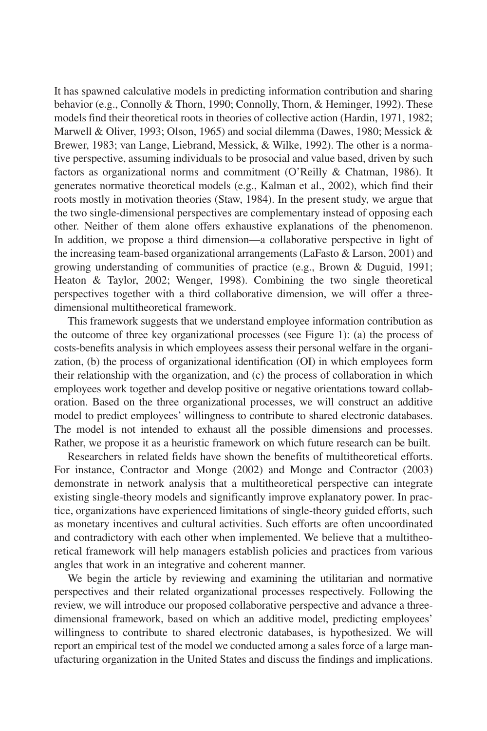It has spawned calculative models in predicting information contribution and sharing behavior (e.g., Connolly & Thorn, 1990; Connolly, Thorn, & Heminger, 1992). These models find their theoretical roots in theories of collective action (Hardin, 1971, 1982; Marwell & Oliver, 1993; Olson, 1965) and social dilemma (Dawes, 1980; Messick & Brewer, 1983; van Lange, Liebrand, Messick, & Wilke, 1992). The other is a normative perspective, assuming individuals to be prosocial and value based, driven by such factors as organizational norms and commitment (O'Reilly & Chatman, 1986). It generates normative theoretical models (e.g., Kalman et al., 2002), which find their roots mostly in motivation theories (Staw, 1984). In the present study, we argue that the two single-dimensional perspectives are complementary instead of opposing each other. Neither of them alone offers exhaustive explanations of the phenomenon. In addition, we propose a third dimension—a collaborative perspective in light of the increasing team-based organizational arrangements (LaFasto & Larson, 2001) and growing understanding of communities of practice (e.g., Brown & Duguid, 1991; Heaton & Taylor, 2002; Wenger, 1998). Combining the two single theoretical perspectives together with a third collaborative dimension, we will offer a three-dimensional multitheoretical framework.

This framework suggests that we understand employee information contribution as the outcome of three key organizational processes (see Figure 1): (a) the process of costs-benefits analysis in which employees assess their personal welfare in the organization, (b) the process of organizational identification (OI) in which employees form their relationship with the organization, and (c) the process of collaboration in which employees work together and develop positive or negative orientations toward collaboration. Based on the three organizational processes, we will construct an additive model to predict employees' willingness to contribute to shared electronic databases. The model is not intended to exhaust all the possible dimensions and processes. Rather, we propose it as a heuristic framework on which future research can be built.

Researchers in related fields have shown the benefits of multitheoretical efforts. For instance, Contractor and Monge (2002) and Monge and Contractor (2003) demonstrate in network analysis that a multitheoretical perspective can integrate existing single-theory models and significantly improve explanatory power. In practice, organizations have experienced limitations of single-theory guided efforts, such as monetary incentives and cultural activities. Such efforts are often uncoordinated and contradictory with each other when implemented. We believe that a multitheoretical framework will help managers establish policies and practices from various angles that work in an integrative and coherent manner.

We begin the article by reviewing and examining the utilitarian and normative perspectives and their related organizational processes respectively. Following the review, we will introduce our proposed collaborative perspective and advance a three-dimensional framework, based on which an additive model, predicting employees' willingness to contribute to shared electronic databases, is hypothesized. We will report an empirical test of the model we conducted among a sales force of a large manufacturing organization in the United States and discuss the findings and implications.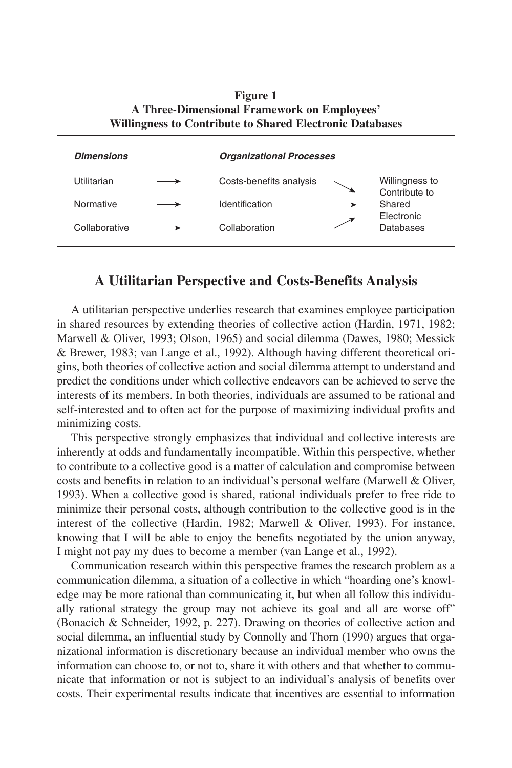**Figure 1**
**A Three-Dimensional Framework on Employees' Willingness to Contribute to Shared Electronic Databases**

| ***Dimensions*** | | ***Organizational Processes*** | | |
|---|---|---|---|---|
| Utilitarian | ⟶ | Costs-benefits analysis | ↘ | Willingness to Contribute to Shared Electronic Databases |
| Normative | ⟶ | Identification | ⟶ | |
| Collaborative | ⟶ | Collaboration | ↗ | |

## A Utilitarian Perspective and Costs-Benefits Analysis

A utilitarian perspective underlies research that examines employee participation in shared resources by extending theories of collective action (Hardin, 1971, 1982; Marwell & Oliver, 1993; Olson, 1965) and social dilemma (Dawes, 1980; Messick & Brewer, 1983; van Lange et al., 1992). Although having different theoretical origins, both theories of collective action and social dilemma attempt to understand and predict the conditions under which collective endeavors can be achieved to serve the interests of its members. In both theories, individuals are assumed to be rational and self-interested and to often act for the purpose of maximizing individual profits and minimizing costs.

This perspective strongly emphasizes that individual and collective interests are inherently at odds and fundamentally incompatible. Within this perspective, whether to contribute to a collective good is a matter of calculation and compromise between costs and benefits in relation to an individual's personal welfare (Marwell & Oliver, 1993). When a collective good is shared, rational individuals prefer to free ride to minimize their personal costs, although contribution to the collective good is in the interest of the collective (Hardin, 1982; Marwell & Oliver, 1993). For instance, knowing that I will be able to enjoy the benefits negotiated by the union anyway, I might not pay my dues to become a member (van Lange et al., 1992).

Communication research within this perspective frames the research problem as a communication dilemma, a situation of a collective in which "hoarding one's knowledge may be more rational than communicating it, but when all follow this individually rational strategy the group may not achieve its goal and all are worse off" (Bonacich & Schneider, 1992, p. 227). Drawing on theories of collective action and social dilemma, an influential study by Connolly and Thorn (1990) argues that organizational information is discretionary because an individual member who owns the information can choose to, or not to, share it with others and that whether to communicate that information or not is subject to an individual's analysis of benefits over costs. Their experimental results indicate that incentives are essential to information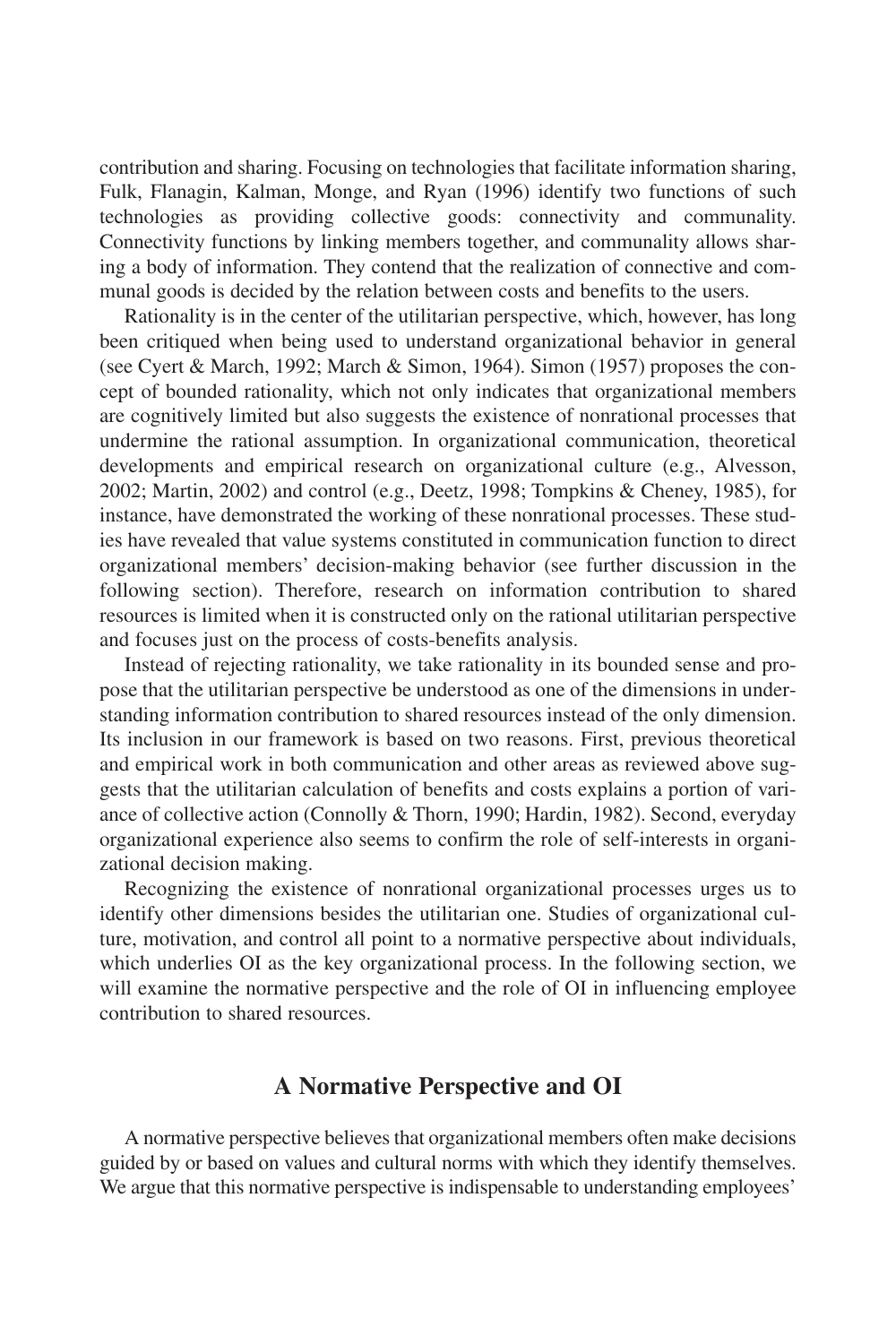contribution and sharing. Focusing on technologies that facilitate information sharing, Fulk, Flanagin, Kalman, Monge, and Ryan (1996) identify two functions of such technologies as providing collective goods: connectivity and communality. Connectivity functions by linking members together, and communality allows sharing a body of information. They contend that the realization of connective and communal goods is decided by the relation between costs and benefits to the users.

Rationality is in the center of the utilitarian perspective, which, however, has long been critiqued when being used to understand organizational behavior in general (see Cyert & March, 1992; March & Simon, 1964). Simon (1957) proposes the concept of bounded rationality, which not only indicates that organizational members are cognitively limited but also suggests the existence of nonrational processes that undermine the rational assumption. In organizational communication, theoretical developments and empirical research on organizational culture (e.g., Alvesson, 2002; Martin, 2002) and control (e.g., Deetz, 1998; Tompkins & Cheney, 1985), for instance, have demonstrated the working of these nonrational processes. These studies have revealed that value systems constituted in communication function to direct organizational members' decision-making behavior (see further discussion in the following section). Therefore, research on information contribution to shared resources is limited when it is constructed only on the rational utilitarian perspective and focuses just on the process of costs-benefits analysis.

Instead of rejecting rationality, we take rationality in its bounded sense and propose that the utilitarian perspective be understood as one of the dimensions in understanding information contribution to shared resources instead of the only dimension. Its inclusion in our framework is based on two reasons. First, previous theoretical and empirical work in both communication and other areas as reviewed above suggests that the utilitarian calculation of benefits and costs explains a portion of variance of collective action (Connolly & Thorn, 1990; Hardin, 1982). Second, everyday organizational experience also seems to confirm the role of self-interests in organizational decision making.

Recognizing the existence of nonrational organizational processes urges us to identify other dimensions besides the utilitarian one. Studies of organizational culture, motivation, and control all point to a normative perspective about individuals, which underlies OI as the key organizational process. In the following section, we will examine the normative perspective and the role of OI in influencing employee contribution to shared resources.

## A Normative Perspective and OI

A normative perspective believes that organizational members often make decisions guided by or based on values and cultural norms with which they identify themselves. We argue that this normative perspective is indispensable to understanding employees'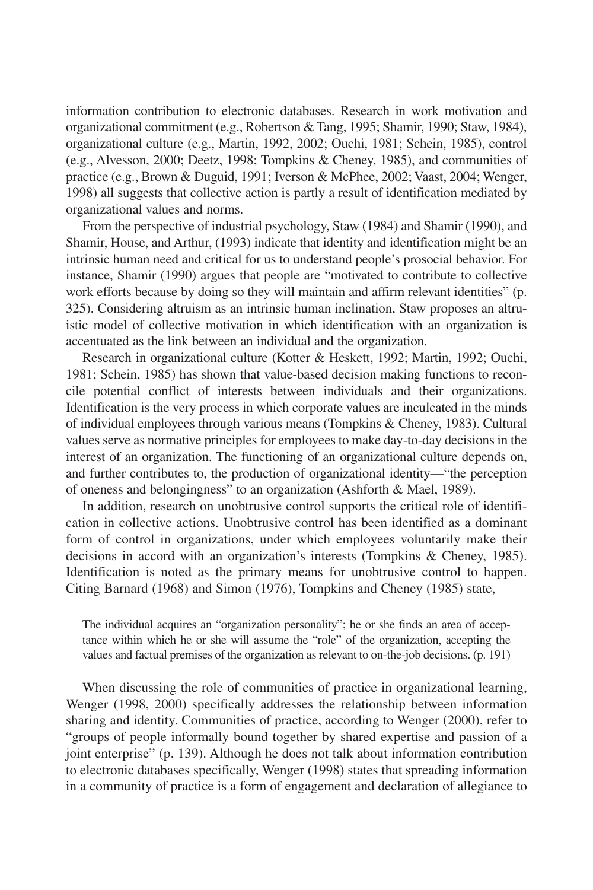information contribution to electronic databases. Research in work motivation and organizational commitment (e.g., Robertson & Tang, 1995; Shamir, 1990; Staw, 1984), organizational culture (e.g., Martin, 1992, 2002; Ouchi, 1981; Schein, 1985), control (e.g., Alvesson, 2000; Deetz, 1998; Tompkins & Cheney, 1985), and communities of practice (e.g., Brown & Duguid, 1991; Iverson & McPhee, 2002; Vaast, 2004; Wenger, 1998) all suggests that collective action is partly a result of identification mediated by organizational values and norms.

From the perspective of industrial psychology, Staw (1984) and Shamir (1990), and Shamir, House, and Arthur, (1993) indicate that identity and identification might be an intrinsic human need and critical for us to understand people's prosocial behavior. For instance, Shamir (1990) argues that people are "motivated to contribute to collective work efforts because by doing so they will maintain and affirm relevant identities" (p. 325). Considering altruism as an intrinsic human inclination, Staw proposes an altruistic model of collective motivation in which identification with an organization is accentuated as the link between an individual and the organization.

Research in organizational culture (Kotter & Heskett, 1992; Martin, 1992; Ouchi, 1981; Schein, 1985) has shown that value-based decision making functions to reconcile potential conflict of interests between individuals and their organizations. Identification is the very process in which corporate values are inculcated in the minds of individual employees through various means (Tompkins & Cheney, 1983). Cultural values serve as normative principles for employees to make day-to-day decisions in the interest of an organization. The functioning of an organizational culture depends on, and further contributes to, the production of organizational identity—"the perception of oneness and belongingness" to an organization (Ashforth & Mael, 1989).

In addition, research on unobtrusive control supports the critical role of identification in collective actions. Unobtrusive control has been identified as a dominant form of control in organizations, under which employees voluntarily make their decisions in accord with an organization's interests (Tompkins & Cheney, 1985). Identification is noted as the primary means for unobtrusive control to happen. Citing Barnard (1968) and Simon (1976), Tompkins and Cheney (1985) state,

> The individual acquires an "organization personality"; he or she finds an area of acceptance within which he or she will assume the "role" of the organization, accepting the values and factual premises of the organization as relevant to on-the-job decisions. (p. 191)

When discussing the role of communities of practice in organizational learning, Wenger (1998, 2000) specifically addresses the relationship between information sharing and identity. Communities of practice, according to Wenger (2000), refer to "groups of people informally bound together by shared expertise and passion of a joint enterprise" (p. 139). Although he does not talk about information contribution to electronic databases specifically, Wenger (1998) states that spreading information in a community of practice is a form of engagement and declaration of allegiance to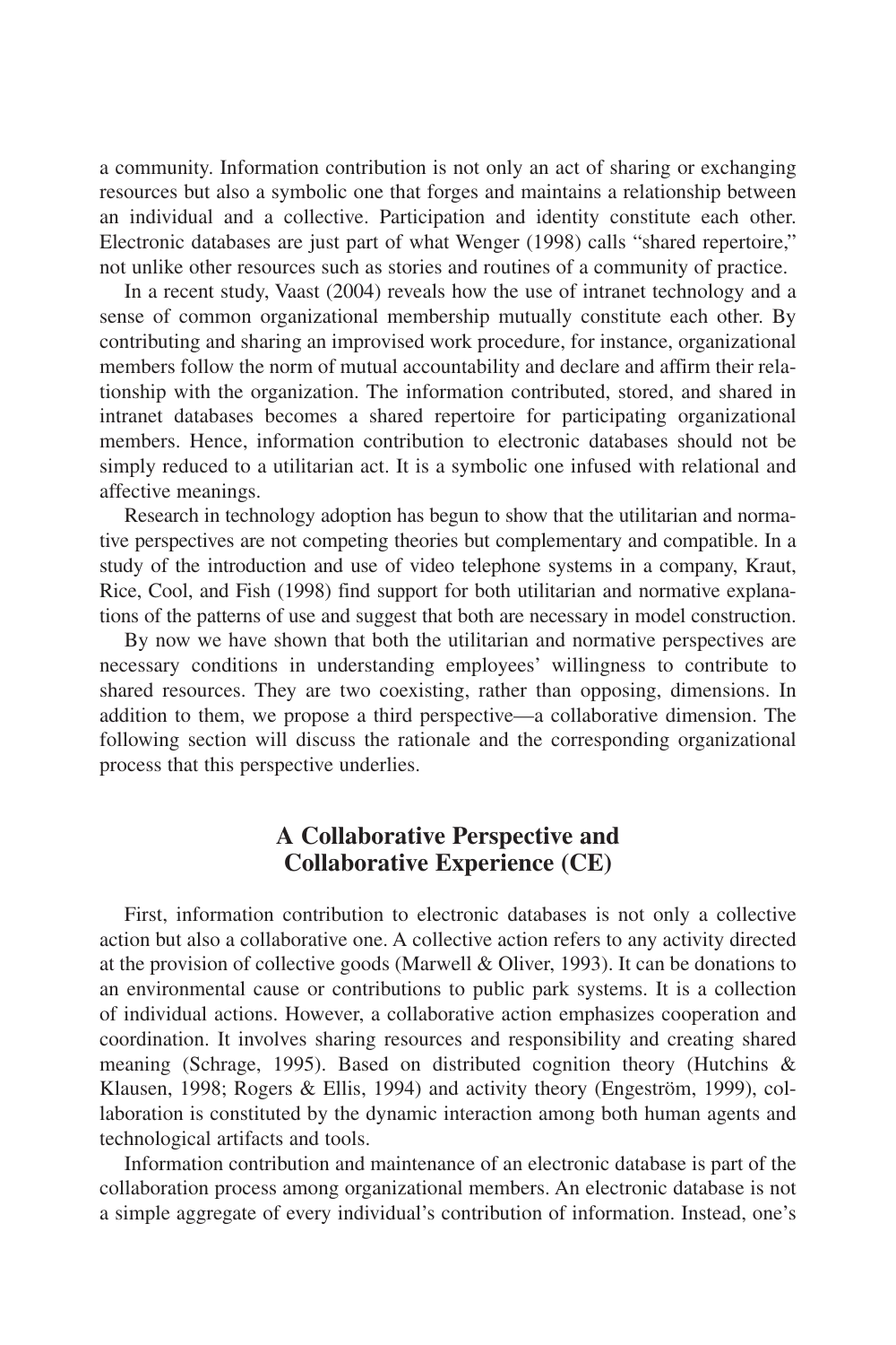a community. Information contribution is not only an act of sharing or exchanging resources but also a symbolic one that forges and maintains a relationship between an individual and a collective. Participation and identity constitute each other. Electronic databases are just part of what Wenger (1998) calls "shared repertoire," not unlike other resources such as stories and routines of a community of practice.

In a recent study, Vaast (2004) reveals how the use of intranet technology and a sense of common organizational membership mutually constitute each other. By contributing and sharing an improvised work procedure, for instance, organizational members follow the norm of mutual accountability and declare and affirm their relationship with the organization. The information contributed, stored, and shared in intranet databases becomes a shared repertoire for participating organizational members. Hence, information contribution to electronic databases should not be simply reduced to a utilitarian act. It is a symbolic one infused with relational and affective meanings.

Research in technology adoption has begun to show that the utilitarian and normative perspectives are not competing theories but complementary and compatible. In a study of the introduction and use of video telephone systems in a company, Kraut, Rice, Cool, and Fish (1998) find support for both utilitarian and normative explanations of the patterns of use and suggest that both are necessary in model construction.

By now we have shown that both the utilitarian and normative perspectives are necessary conditions in understanding employees' willingness to contribute to shared resources. They are two coexisting, rather than opposing, dimensions. In addition to them, we propose a third perspective—a collaborative dimension. The following section will discuss the rationale and the corresponding organizational process that this perspective underlies.

## A Collaborative Perspective and Collaborative Experience (CE)

First, information contribution to electronic databases is not only a collective action but also a collaborative one. A collective action refers to any activity directed at the provision of collective goods (Marwell & Oliver, 1993). It can be donations to an environmental cause or contributions to public park systems. It is a collection of individual actions. However, a collaborative action emphasizes cooperation and coordination. It involves sharing resources and responsibility and creating shared meaning (Schrage, 1995). Based on distributed cognition theory (Hutchins & Klausen, 1998; Rogers & Ellis, 1994) and activity theory (Engeström, 1999), collaboration is constituted by the dynamic interaction among both human agents and technological artifacts and tools.

Information contribution and maintenance of an electronic database is part of the collaboration process among organizational members. An electronic database is not a simple aggregate of every individual's contribution of information. Instead, one's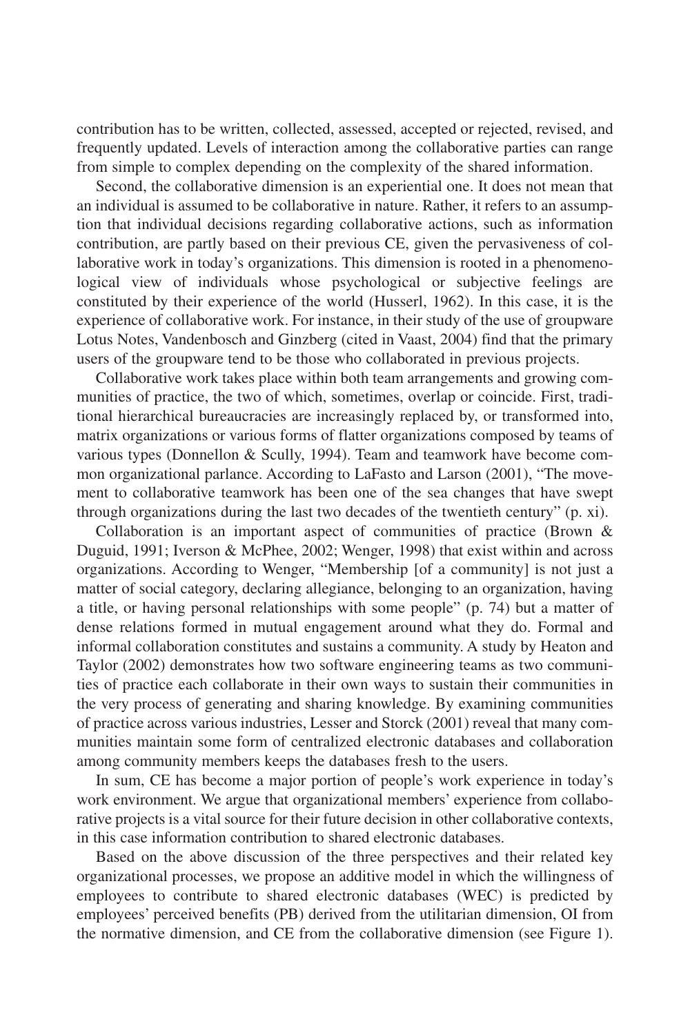contribution has to be written, collected, assessed, accepted or rejected, revised, and frequently updated. Levels of interaction among the collaborative parties can range from simple to complex depending on the complexity of the shared information.

Second, the collaborative dimension is an experiential one. It does not mean that an individual is assumed to be collaborative in nature. Rather, it refers to an assumption that individual decisions regarding collaborative actions, such as information contribution, are partly based on their previous CE, given the pervasiveness of collaborative work in today's organizations. This dimension is rooted in a phenomenological view of individuals whose psychological or subjective feelings are constituted by their experience of the world (Husserl, 1962). In this case, it is the experience of collaborative work. For instance, in their study of the use of groupware Lotus Notes, Vandenbosch and Ginzberg (cited in Vaast, 2004) find that the primary users of the groupware tend to be those who collaborated in previous projects.

Collaborative work takes place within both team arrangements and growing communities of practice, the two of which, sometimes, overlap or coincide. First, traditional hierarchical bureaucracies are increasingly replaced by, or transformed into, matrix organizations or various forms of flatter organizations composed by teams of various types (Donnellon & Scully, 1994). Team and teamwork have become common organizational parlance. According to LaFasto and Larson (2001), "The movement to collaborative teamwork has been one of the sea changes that have swept through organizations during the last two decades of the twentieth century" (p. xi).

Collaboration is an important aspect of communities of practice (Brown & Duguid, 1991; Iverson & McPhee, 2002; Wenger, 1998) that exist within and across organizations. According to Wenger, "Membership [of a community] is not just a matter of social category, declaring allegiance, belonging to an organization, having a title, or having personal relationships with some people" (p. 74) but a matter of dense relations formed in mutual engagement around what they do. Formal and informal collaboration constitutes and sustains a community. A study by Heaton and Taylor (2002) demonstrates how two software engineering teams as two communities of practice each collaborate in their own ways to sustain their communities in the very process of generating and sharing knowledge. By examining communities of practice across various industries, Lesser and Storck (2001) reveal that many communities maintain some form of centralized electronic databases and collaboration among community members keeps the databases fresh to the users.

In sum, CE has become a major portion of people's work experience in today's work environment. We argue that organizational members' experience from collaborative projects is a vital source for their future decision in other collaborative contexts, in this case information contribution to shared electronic databases.

Based on the above discussion of the three perspectives and their related key organizational processes, we propose an additive model in which the willingness of employees to contribute to shared electronic databases (WEC) is predicted by employees' perceived benefits (PB) derived from the utilitarian dimension, OI from the normative dimension, and CE from the collaborative dimension (see Figure 1).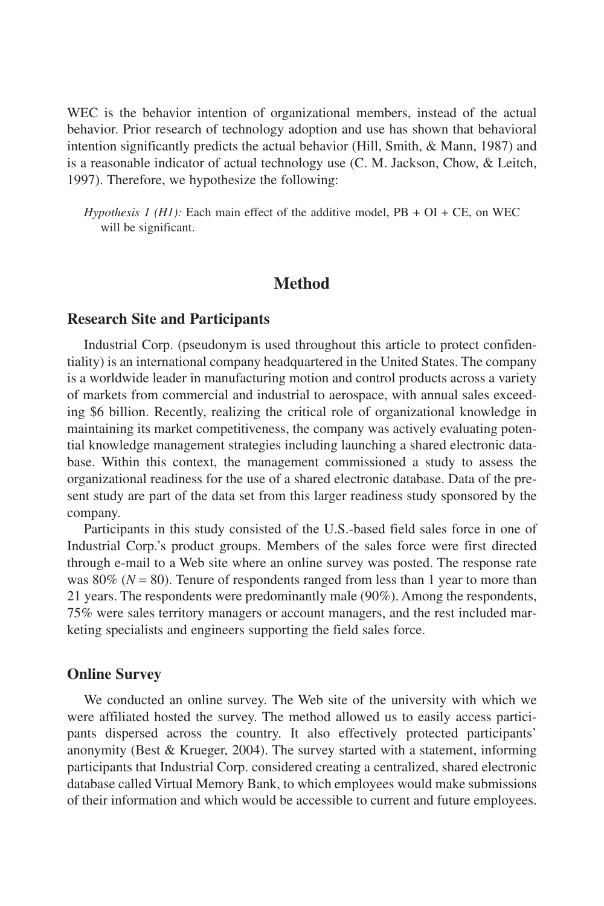WEC is the behavior intention of organizational members, instead of the actual behavior. Prior research of technology adoption and use has shown that behavioral intention significantly predicts the actual behavior (Hill, Smith, & Mann, 1987) and is a reasonable indicator of actual technology use (C. M. Jackson, Chow, & Leitch, 1997). Therefore, we hypothesize the following:

> *Hypothesis 1 (H1):* Each main effect of the additive model, PB + OI + CE, on WEC will be significant.

## Method

### Research Site and Participants

Industrial Corp. (pseudonym is used throughout this article to protect confidentiality) is an international company headquartered in the United States. The company is a worldwide leader in manufacturing motion and control products across a variety of markets from commercial and industrial to aerospace, with annual sales exceeding $6 billion. Recently, realizing the critical role of organizational knowledge in maintaining its market competitiveness, the company was actively evaluating potential knowledge management strategies including launching a shared electronic database. Within this context, the management commissioned a study to assess the organizational readiness for the use of a shared electronic database. Data of the present study are part of the data set from this larger readiness study sponsored by the company.

Participants in this study consisted of the U.S.-based field sales force in one of Industrial Corp.'s product groups. Members of the sales force were first directed through e-mail to a Web site where an online survey was posted. The response rate was 80% ($N = 80$). Tenure of respondents ranged from less than 1 year to more than 21 years. The respondents were predominantly male (90%). Among the respondents, 75% were sales territory managers or account managers, and the rest included marketing specialists and engineers supporting the field sales force.

### Online Survey

We conducted an online survey. The Web site of the university with which we were affiliated hosted the survey. The method allowed us to easily access participants dispersed across the country. It also effectively protected participants' anonymity (Best & Krueger, 2004). The survey started with a statement, informing participants that Industrial Corp. considered creating a centralized, shared electronic database called Virtual Memory Bank, to which employees would make submissions of their information and which would be accessible to current and future employees.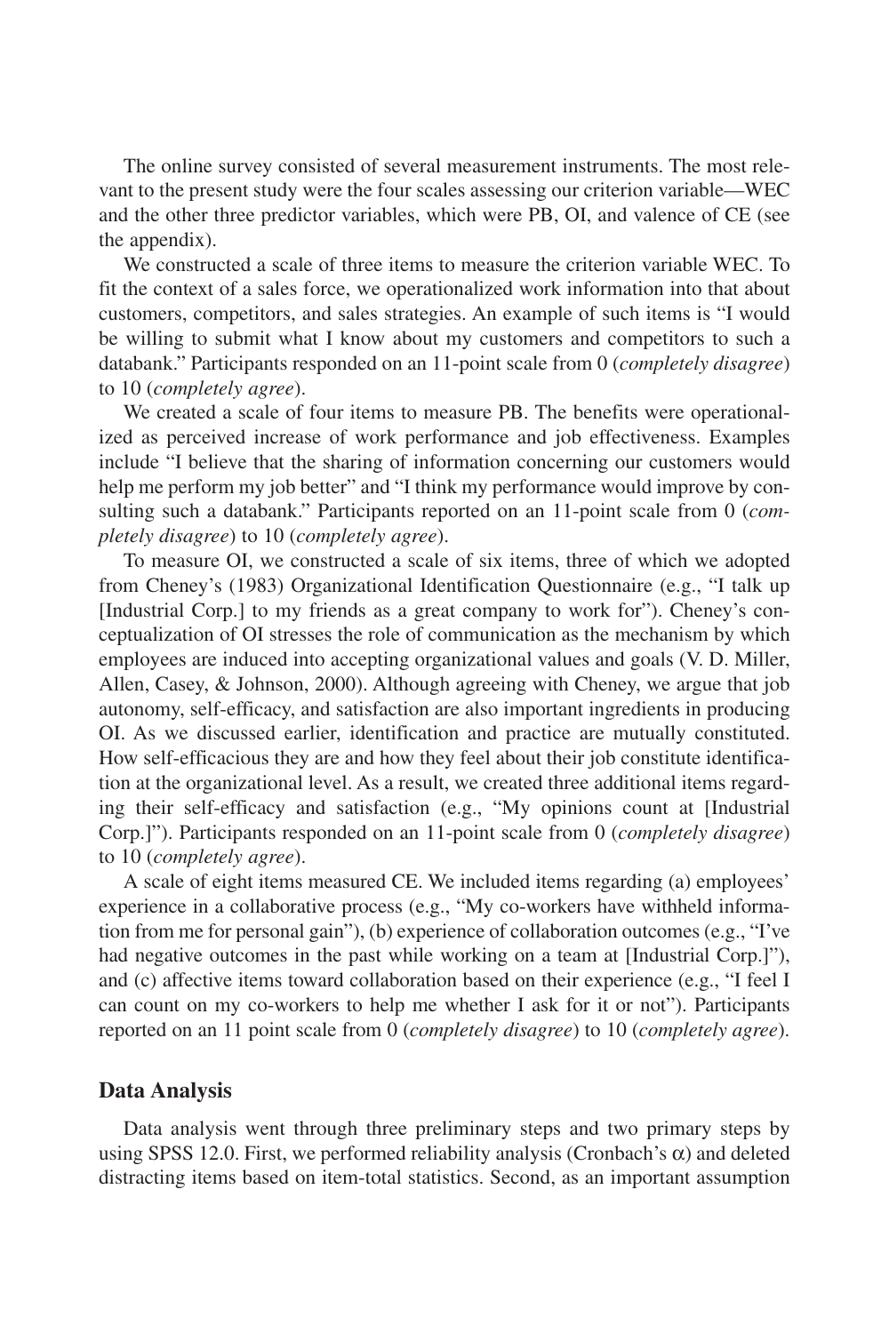The online survey consisted of several measurement instruments. The most relevant to the present study were the four scales assessing our criterion variable—WEC and the other three predictor variables, which were PB, OI, and valence of CE (see the appendix).

We constructed a scale of three items to measure the criterion variable WEC. To fit the context of a sales force, we operationalized work information into that about customers, competitors, and sales strategies. An example of such items is "I would be willing to submit what I know about my customers and competitors to such a databank." Participants responded on an 11-point scale from 0 (*completely disagree*) to 10 (*completely agree*).

We created a scale of four items to measure PB. The benefits were operationalized as perceived increase of work performance and job effectiveness. Examples include "I believe that the sharing of information concerning our customers would help me perform my job better" and "I think my performance would improve by consulting such a databank." Participants reported on an 11-point scale from 0 (*completely disagree*) to 10 (*completely agree*).

To measure OI, we constructed a scale of six items, three of which we adopted from Cheney's (1983) Organizational Identification Questionnaire (e.g., "I talk up [Industrial Corp.] to my friends as a great company to work for"). Cheney's conceptualization of OI stresses the role of communication as the mechanism by which employees are induced into accepting organizational values and goals (V. D. Miller, Allen, Casey, & Johnson, 2000). Although agreeing with Cheney, we argue that job autonomy, self-efficacy, and satisfaction are also important ingredients in producing OI. As we discussed earlier, identification and practice are mutually constituted. How self-efficacious they are and how they feel about their job constitute identification at the organizational level. As a result, we created three additional items regarding their self-efficacy and satisfaction (e.g., "My opinions count at [Industrial Corp.]"). Participants responded on an 11-point scale from 0 (*completely disagree*) to 10 (*completely agree*).

A scale of eight items measured CE. We included items regarding (a) employees' experience in a collaborative process (e.g., "My co-workers have withheld information from me for personal gain"), (b) experience of collaboration outcomes (e.g., "I've had negative outcomes in the past while working on a team at [Industrial Corp.]"), and (c) affective items toward collaboration based on their experience (e.g., "I feel I can count on my co-workers to help me whether I ask for it or not"). Participants reported on an 11 point scale from 0 (*completely disagree*) to 10 (*completely agree*).

## Data Analysis

Data analysis went through three preliminary steps and two primary steps by using SPSS 12.0. First, we performed reliability analysis (Cronbach's $\alpha$) and deleted distracting items based on item-total statistics. Second, as an important assumption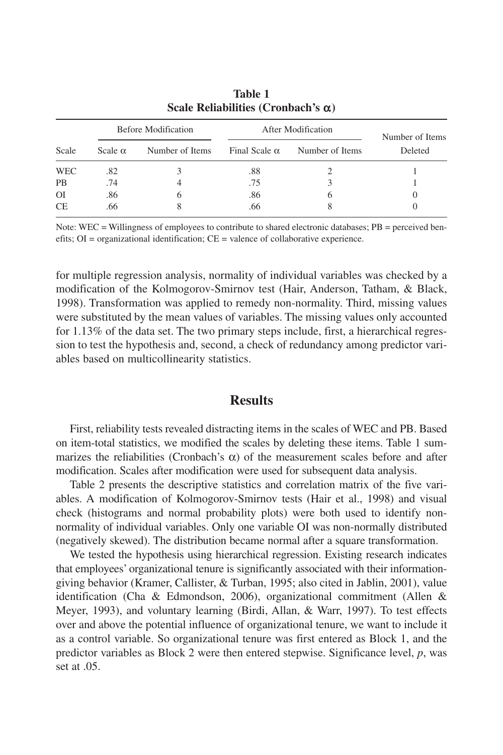**Table 1**
**Scale Reliabilities (Cronbach's α)**

| Scale | Before Modification | | After Modification | | Number of Items Deleted |
|---|---|---|---|---|---|
| | Scale α | Number of Items | Final Scale α | Number of Items | |
| WEC | .82 | 3 | .88 | 2 | 1 |
| PB | .74 | 4 | .75 | 3 | 1 |
| OI | .86 | 6 | .86 | 6 | 0 |
| CE | .66 | 8 | .66 | 8 | 0 |

Note: WEC = Willingness of employees to contribute to shared electronic databases; PB = perceived benefits; OI = organizational identification; CE = valence of collaborative experience.

for multiple regression analysis, normality of individual variables was checked by a modification of the Kolmogorov-Smirnov test (Hair, Anderson, Tatham, & Black, 1998). Transformation was applied to remedy non-normality. Third, missing values were substituted by the mean values of variables. The missing values only accounted for 1.13% of the data set. The two primary steps include, first, a hierarchical regression to test the hypothesis and, second, a check of redundancy among predictor variables based on multicollinearity statistics.

## Results

First, reliability tests revealed distracting items in the scales of WEC and PB. Based on item-total statistics, we modified the scales by deleting these items. Table 1 summarizes the reliabilities (Cronbach's α) of the measurement scales before and after modification. Scales after modification were used for subsequent data analysis.

Table 2 presents the descriptive statistics and correlation matrix of the five variables. A modification of Kolmogorov-Smirnov tests (Hair et al., 1998) and visual check (histograms and normal probability plots) were both used to identify non-normality of individual variables. Only one variable OI was non-normally distributed (negatively skewed). The distribution became normal after a square transformation.

We tested the hypothesis using hierarchical regression. Existing research indicates that employees' organizational tenure is significantly associated with their information-giving behavior (Kramer, Callister, & Turban, 1995; also cited in Jablin, 2001), value identification (Cha & Edmondson, 2006), organizational commitment (Allen & Meyer, 1993), and voluntary learning (Birdi, Allan, & Warr, 1997). To test effects over and above the potential influence of organizational tenure, we want to include it as a control variable. So organizational tenure was first entered as Block 1, and the predictor variables as Block 2 were then entered stepwise. Significance level, $p$, was set at .05.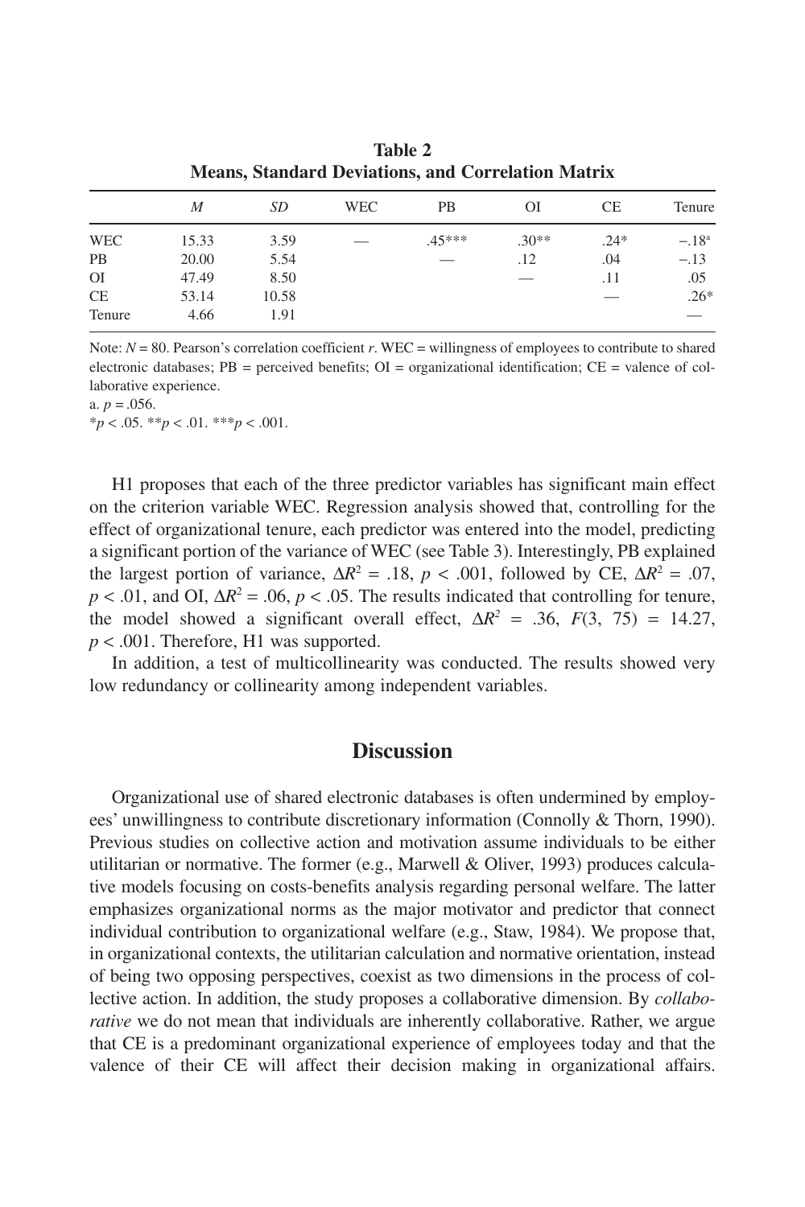**Table 2**
**Means, Standard Deviations, and Correlation Matrix**

| | *M* | *SD* | WEC | PB | OI | CE | Tenure |
|---|---|---|---|---|---|---|---|
| WEC | 15.33 | 3.59 | — | .45*** | .30** | .24* | −.18[a] |
| PB | 20.00 | 5.54 | | — | .12 | .04 | −.13 |
| OI | 47.49 | 8.50 | | | — | .11 | .05 |
| CE | 53.14 | 10.58 | | | | — | .26* |
| Tenure | 4.66 | 1.91 | | | | | — |

Note: $N = 80$. Pearson's correlation coefficient *r*. WEC = willingness of employees to contribute to shared electronic databases; PB = perceived benefits; OI = organizational identification; CE = valence of collaborative experience.

a. $p = .056$.

*$p < .05$. **$p < .01$. ***$p < .001$.

H1 proposes that each of the three predictor variables has significant main effect on the criterion variable WEC. Regression analysis showed that, controlling for the effect of organizational tenure, each predictor was entered into the model, predicting a significant portion of the variance of WEC (see Table 3). Interestingly, PB explained the largest portion of variance, $\Delta R^2 = .18$, $p < .001$, followed by CE, $\Delta R^2 = .07$, $p < .01$, and OI, $\Delta R^2 = .06$, $p < .05$. The results indicated that controlling for tenure, the model showed a significant overall effect, $\Delta R^2 = .36$, $F(3, 75) = 14.27$, $p < .001$. Therefore, H1 was supported.

In addition, a test of multicollinearity was conducted. The results showed very low redundancy or collinearity among independent variables.

## Discussion

Organizational use of shared electronic databases is often undermined by employees' unwillingness to contribute discretionary information (Connolly & Thorn, 1990). Previous studies on collective action and motivation assume individuals to be either utilitarian or normative. The former (e.g., Marwell & Oliver, 1993) produces calculative models focusing on costs-benefits analysis regarding personal welfare. The latter emphasizes organizational norms as the major motivator and predictor that connect individual contribution to organizational welfare (e.g., Staw, 1984). We propose that, in organizational contexts, the utilitarian calculation and normative orientation, instead of being two opposing perspectives, coexist as two dimensions in the process of collective action. In addition, the study proposes a collaborative dimension. By *collaborative* we do not mean that individuals are inherently collaborative. Rather, we argue that CE is a predominant organizational experience of employees today and that the valence of their CE will affect their decision making in organizational affairs.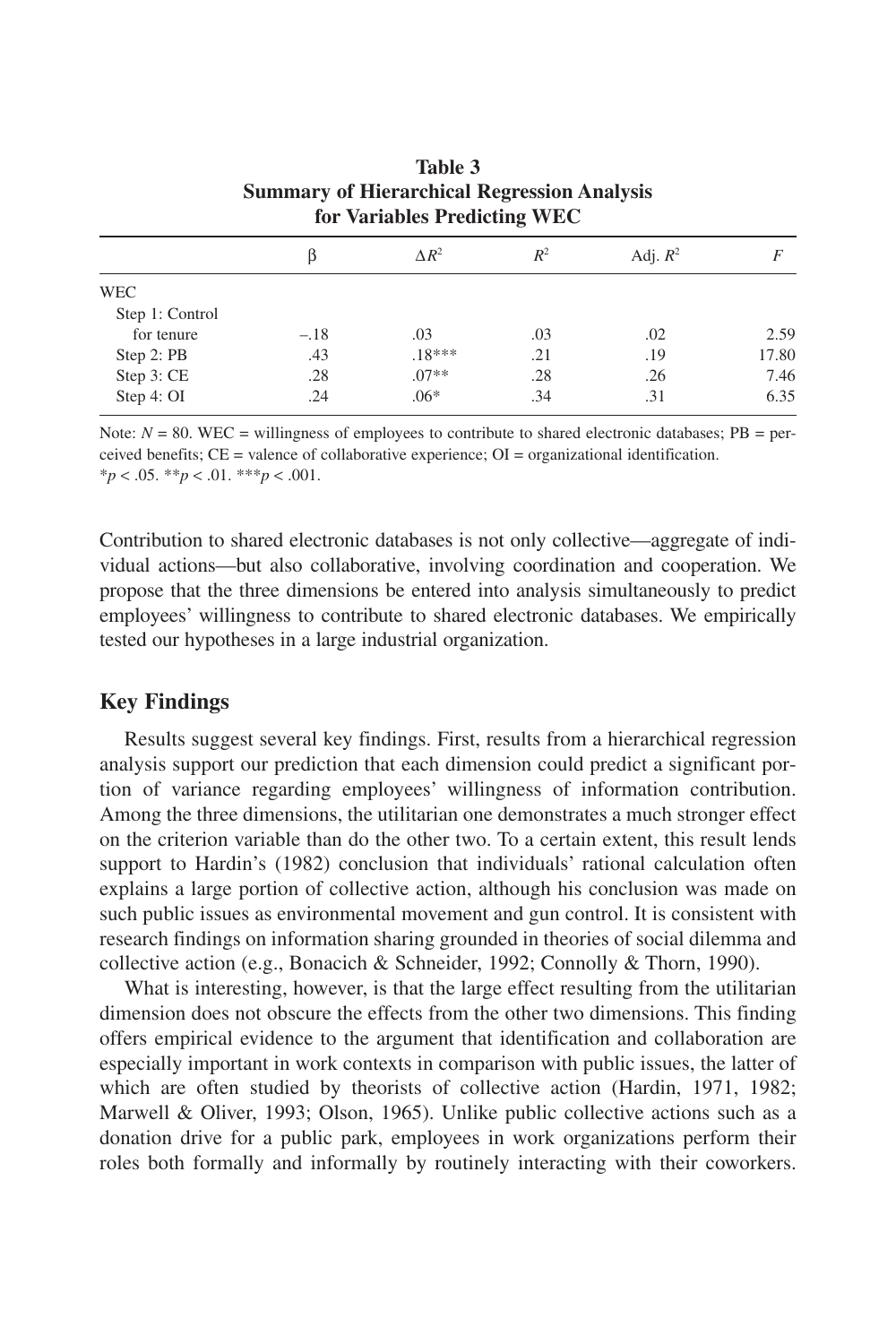**Table 3**
**Summary of Hierarchical Regression Analysis for Variables Predicting WEC**

| | β | $\Delta R^2$ | $R^2$ | Adj. $R^2$ | $F$ |
|---|---|---|---|---|---|
| WEC | | | | | |
| Step 1: Control for tenure | –.18 | .03 | .03 | .02 | 2.59 |
| Step 2: PB | .43 | .18*** | .21 | .19 | 17.80 |
| Step 3: CE | .28 | .07** | .28 | .26 | 7.46 |
| Step 4: OI | .24 | .06* | .34 | .31 | 6.35 |

Note: $N = 80$. WEC = willingness of employees to contribute to shared electronic databases; PB = perceived benefits; CE = valence of collaborative experience; OI = organizational identification.
*$p < .05$. **$p < .01$. ***$p < .001$.

Contribution to shared electronic databases is not only collective—aggregate of individual actions—but also collaborative, involving coordination and cooperation. We propose that the three dimensions be entered into analysis simultaneously to predict employees' willingness to contribute to shared electronic databases. We empirically tested our hypotheses in a large industrial organization.

## Key Findings

Results suggest several key findings. First, results from a hierarchical regression analysis support our prediction that each dimension could predict a significant portion of variance regarding employees' willingness of information contribution. Among the three dimensions, the utilitarian one demonstrates a much stronger effect on the criterion variable than do the other two. To a certain extent, this result lends support to Hardin's (1982) conclusion that individuals' rational calculation often explains a large portion of collective action, although his conclusion was made on such public issues as environmental movement and gun control. It is consistent with research findings on information sharing grounded in theories of social dilemma and collective action (e.g., Bonacich & Schneider, 1992; Connolly & Thorn, 1990).

What is interesting, however, is that the large effect resulting from the utilitarian dimension does not obscure the effects from the other two dimensions. This finding offers empirical evidence to the argument that identification and collaboration are especially important in work contexts in comparison with public issues, the latter of which are often studied by theorists of collective action (Hardin, 1971, 1982; Marwell & Oliver, 1993; Olson, 1965). Unlike public collective actions such as a donation drive for a public park, employees in work organizations perform their roles both formally and informally by routinely interacting with their coworkers.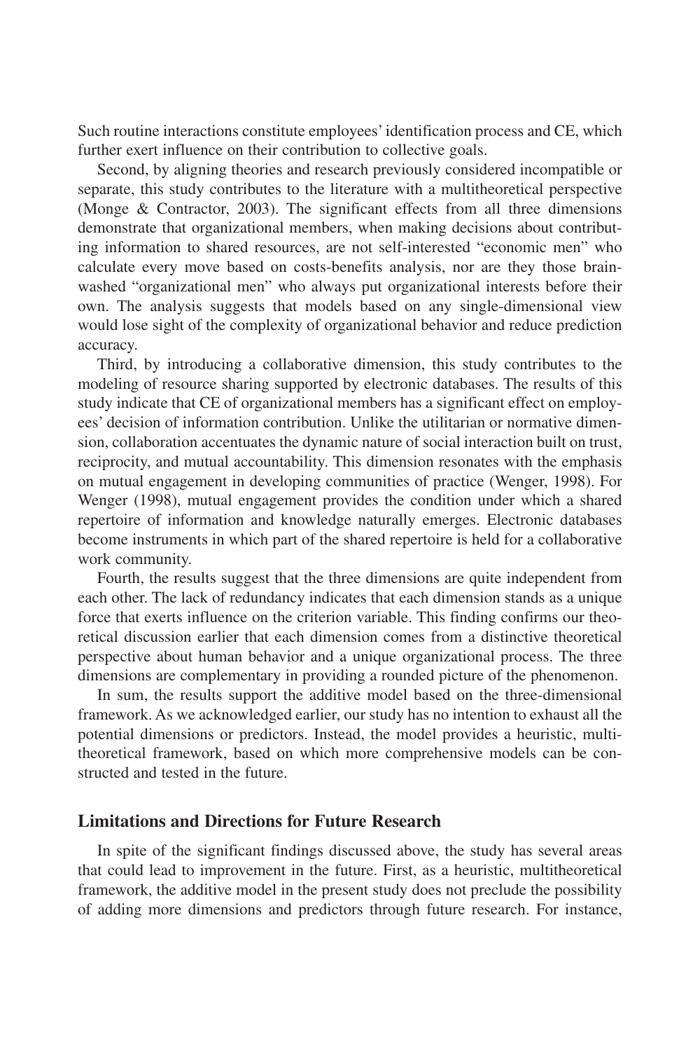Such routine interactions constitute employees' identification process and CE, which further exert influence on their contribution to collective goals.

Second, by aligning theories and research previously considered incompatible or separate, this study contributes to the literature with a multitheoretical perspective (Monge & Contractor, 2003). The significant effects from all three dimensions demonstrate that organizational members, when making decisions about contributing information to shared resources, are not self-interested "economic men" who calculate every move based on costs-benefits analysis, nor are they those brainwashed "organizational men" who always put organizational interests before their own. The analysis suggests that models based on any single-dimensional view would lose sight of the complexity of organizational behavior and reduce prediction accuracy.

Third, by introducing a collaborative dimension, this study contributes to the modeling of resource sharing supported by electronic databases. The results of this study indicate that CE of organizational members has a significant effect on employees' decision of information contribution. Unlike the utilitarian or normative dimension, collaboration accentuates the dynamic nature of social interaction built on trust, reciprocity, and mutual accountability. This dimension resonates with the emphasis on mutual engagement in developing communities of practice (Wenger, 1998). For Wenger (1998), mutual engagement provides the condition under which a shared repertoire of information and knowledge naturally emerges. Electronic databases become instruments in which part of the shared repertoire is held for a collaborative work community.

Fourth, the results suggest that the three dimensions are quite independent from each other. The lack of redundancy indicates that each dimension stands as a unique force that exerts influence on the criterion variable. This finding confirms our theoretical discussion earlier that each dimension comes from a distinctive theoretical perspective about human behavior and a unique organizational process. The three dimensions are complementary in providing a rounded picture of the phenomenon.

In sum, the results support the additive model based on the three-dimensional framework. As we acknowledged earlier, our study has no intention to exhaust all the potential dimensions or predictors. Instead, the model provides a heuristic, multitheoretical framework, based on which more comprehensive models can be constructed and tested in the future.

## Limitations and Directions for Future Research

In spite of the significant findings discussed above, the study has several areas that could lead to improvement in the future. First, as a heuristic, multitheoretical framework, the additive model in the present study does not preclude the possibility of adding more dimensions and predictors through future research. For instance,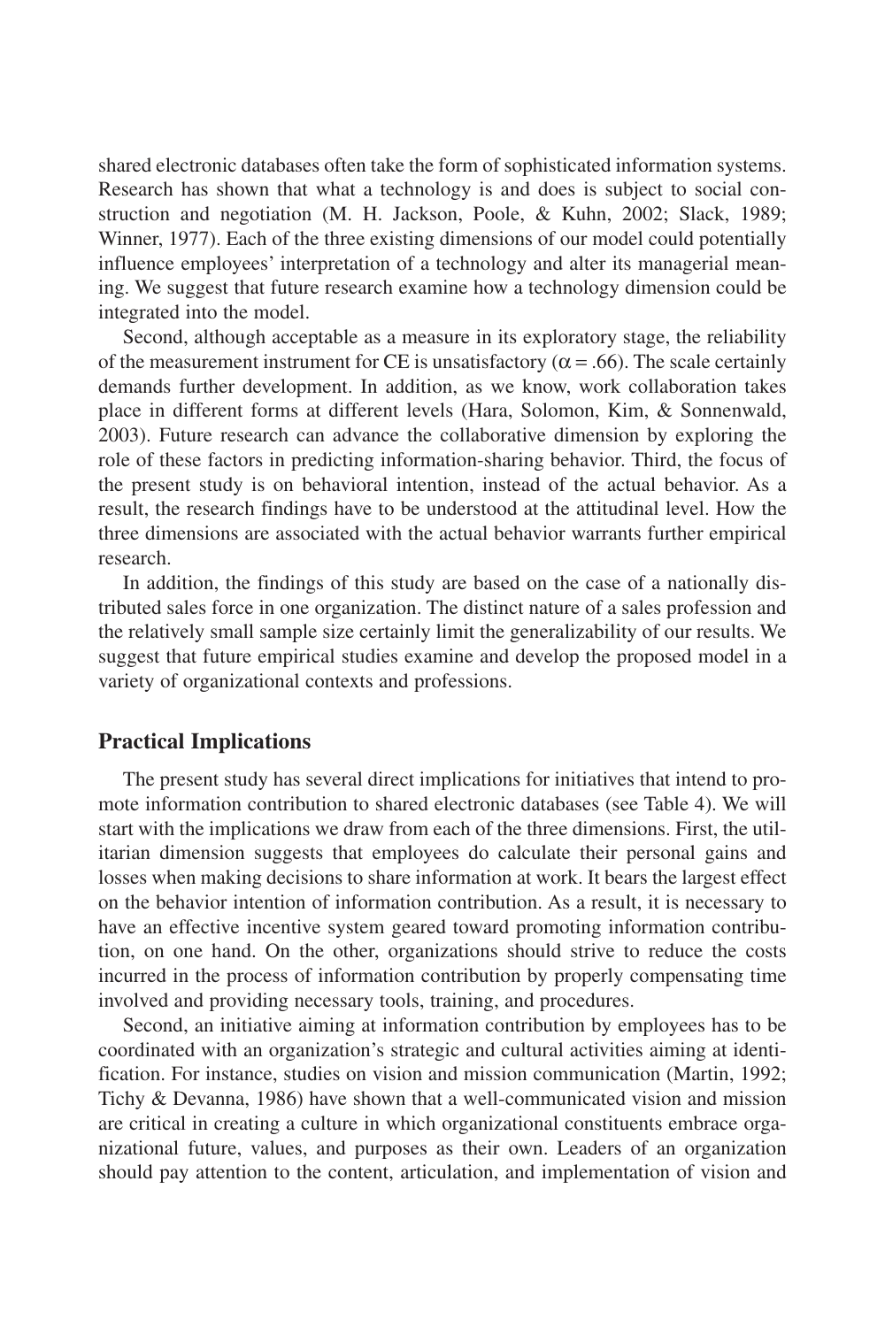shared electronic databases often take the form of sophisticated information systems. Research has shown that what a technology is and does is subject to social construction and negotiation (M. H. Jackson, Poole, & Kuhn, 2002; Slack, 1989; Winner, 1977). Each of the three existing dimensions of our model could potentially influence employees' interpretation of a technology and alter its managerial meaning. We suggest that future research examine how a technology dimension could be integrated into the model.

Second, although acceptable as a measure in its exploratory stage, the reliability of the measurement instrument for CE is unsatisfactory ($\alpha = .66$). The scale certainly demands further development. In addition, as we know, work collaboration takes place in different forms at different levels (Hara, Solomon, Kim, & Sonnenwald, 2003). Future research can advance the collaborative dimension by exploring the role of these factors in predicting information-sharing behavior. Third, the focus of the present study is on behavioral intention, instead of the actual behavior. As a result, the research findings have to be understood at the attitudinal level. How the three dimensions are associated with the actual behavior warrants further empirical research.

In addition, the findings of this study are based on the case of a nationally distributed sales force in one organization. The distinct nature of a sales profession and the relatively small sample size certainly limit the generalizability of our results. We suggest that future empirical studies examine and develop the proposed model in a variety of organizational contexts and professions.

## Practical Implications

The present study has several direct implications for initiatives that intend to promote information contribution to shared electronic databases (see Table 4). We will start with the implications we draw from each of the three dimensions. First, the utilitarian dimension suggests that employees do calculate their personal gains and losses when making decisions to share information at work. It bears the largest effect on the behavior intention of information contribution. As a result, it is necessary to have an effective incentive system geared toward promoting information contribution, on one hand. On the other, organizations should strive to reduce the costs incurred in the process of information contribution by properly compensating time involved and providing necessary tools, training, and procedures.

Second, an initiative aiming at information contribution by employees has to be coordinated with an organization's strategic and cultural activities aiming at identification. For instance, studies on vision and mission communication (Martin, 1992; Tichy & Devanna, 1986) have shown that a well-communicated vision and mission are critical in creating a culture in which organizational constituents embrace organizational future, values, and purposes as their own. Leaders of an organization should pay attention to the content, articulation, and implementation of vision and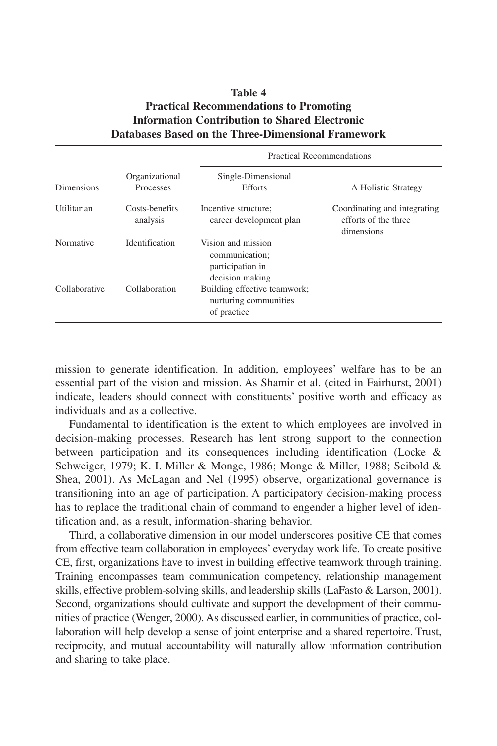**Table 4**
**Practical Recommendations to Promoting Information Contribution to Shared Electronic Databases Based on the Three-Dimensional Framework**

| | | Practical Recommendations | |
|---|---|---|---|
| Dimensions | Organizational Processes | Single-Dimensional Efforts | A Holistic Strategy |
| Utilitarian | Costs-benefits analysis | Incentive structure; career development plan | Coordinating and integrating efforts of the three dimensions |
| Normative | Identification | Vision and mission communication; participation in decision making | |
| Collaborative | Collaboration | Building effective teamwork; nurturing communities of practice | |

mission to generate identification. In addition, employees' welfare has to be an essential part of the vision and mission. As Shamir et al. (cited in Fairhurst, 2001) indicate, leaders should connect with constituents' positive worth and efficacy as individuals and as a collective.

Fundamental to identification is the extent to which employees are involved in decision-making processes. Research has lent strong support to the connection between participation and its consequences including identification (Locke & Schweiger, 1979; K. I. Miller & Monge, 1986; Monge & Miller, 1988; Seibold & Shea, 2001). As McLagan and Nel (1995) observe, organizational governance is transitioning into an age of participation. A participatory decision-making process has to replace the traditional chain of command to engender a higher level of identification and, as a result, information-sharing behavior.

Third, a collaborative dimension in our model underscores positive CE that comes from effective team collaboration in employees' everyday work life. To create positive CE, first, organizations have to invest in building effective teamwork through training. Training encompasses team communication competency, relationship management skills, effective problem-solving skills, and leadership skills (LaFasto & Larson, 2001). Second, organizations should cultivate and support the development of their communities of practice (Wenger, 2000). As discussed earlier, in communities of practice, collaboration will help develop a sense of joint enterprise and a shared repertoire. Trust, reciprocity, and mutual accountability will naturally allow information contribution and sharing to take place.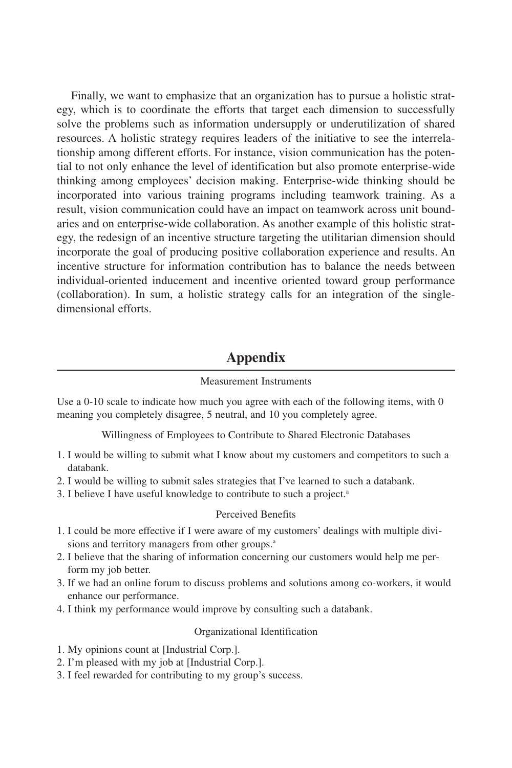Finally, we want to emphasize that an organization has to pursue a holistic strategy, which is to coordinate the efforts that target each dimension to successfully solve the problems such as information undersupply or underutilization of shared resources. A holistic strategy requires leaders of the initiative to see the interrelationship among different efforts. For instance, vision communication has the potential to not only enhance the level of identification but also promote enterprise-wide thinking among employees' decision making. Enterprise-wide thinking should be incorporated into various training programs including teamwork training. As a result, vision communication could have an impact on teamwork across unit boundaries and on enterprise-wide collaboration. As another example of this holistic strategy, the redesign of an incentive structure targeting the utilitarian dimension should incorporate the goal of producing positive collaboration experience and results. An incentive structure for information contribution has to balance the needs between individual-oriented inducement and incentive oriented toward group performance (collaboration). In sum, a holistic strategy calls for an integration of the single-dimensional efforts.

## Appendix

Measurement Instruments

Use a 0-10 scale to indicate how much you agree with each of the following items, with 0 meaning you completely disagree, 5 neutral, and 10 you completely agree.

Willingness of Employees to Contribute to Shared Electronic Databases

1. I would be willing to submit what I know about my customers and competitors to such a databank.
2. I would be willing to submit sales strategies that I've learned to such a databank.
3. I believe I have useful knowledge to contribute to such a project.[a]

Perceived Benefits

1. I could be more effective if I were aware of my customers' dealings with multiple divisions and territory managers from other groups.[a]
2. I believe that the sharing of information concerning our customers would help me perform my job better.
3. If we had an online forum to discuss problems and solutions among co-workers, it would enhance our performance.
4. I think my performance would improve by consulting such a databank.

Organizational Identification

1. My opinions count at [Industrial Corp.].
2. I'm pleased with my job at [Industrial Corp.].
3. I feel rewarded for contributing to my group's success.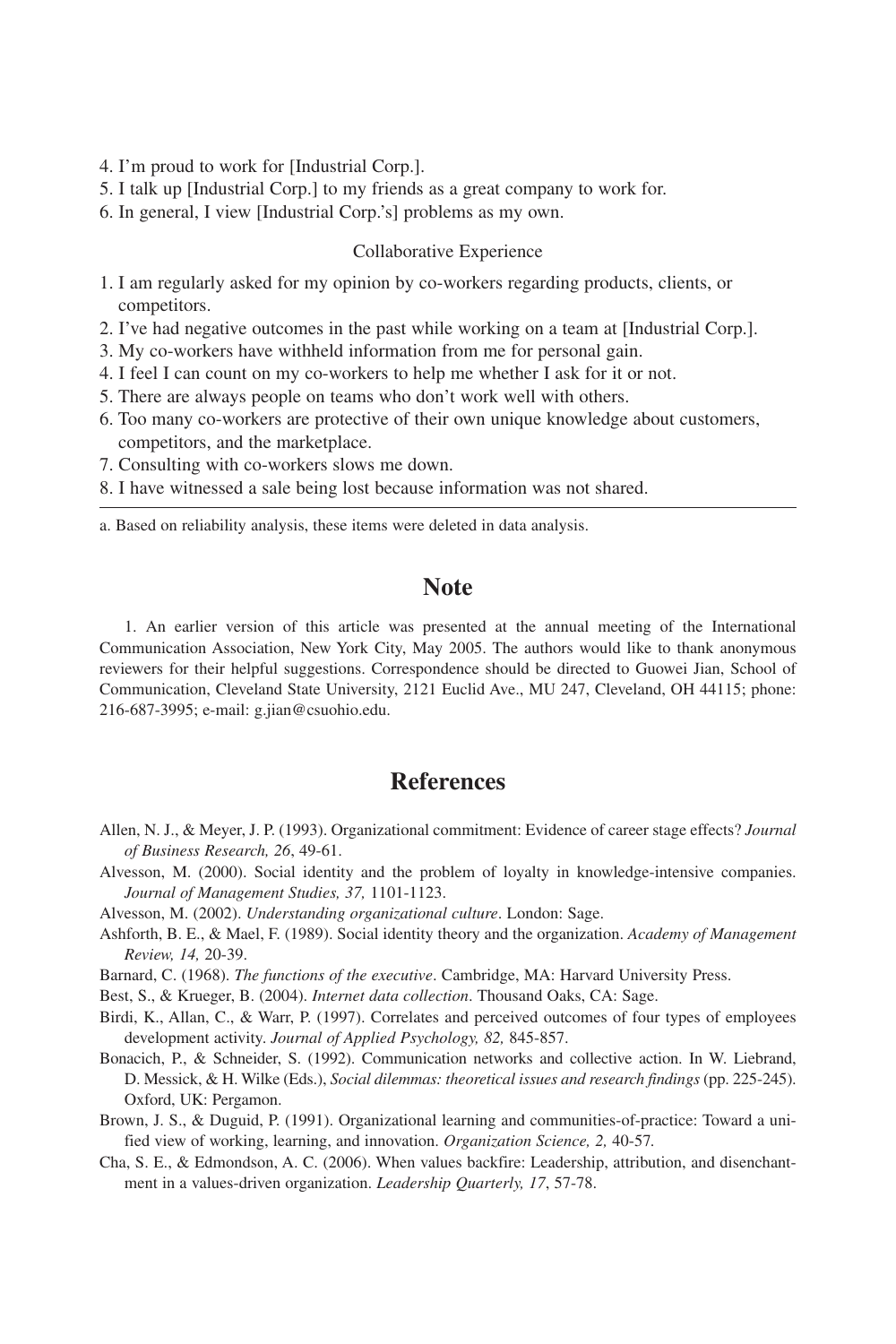4. I'm proud to work for [Industrial Corp.].
5. I talk up [Industrial Corp.] to my friends as a great company to work for.
6. In general, I view [Industrial Corp.'s] problems as my own.

Collaborative Experience

1. I am regularly asked for my opinion by co-workers regarding products, clients, or competitors.
2. I've had negative outcomes in the past while working on a team at [Industrial Corp.].
3. My co-workers have withheld information from me for personal gain.
4. I feel I can count on my co-workers to help me whether I ask for it or not.
5. There are always people on teams who don't work well with others.
6. Too many co-workers are protective of their own unique knowledge about customers, competitors, and the marketplace.
7. Consulting with co-workers slows me down.
8. I have witnessed a sale being lost because information was not shared.

a. Based on reliability analysis, these items were deleted in data analysis.

## Note

1. An earlier version of this article was presented at the annual meeting of the International Communication Association, New York City, May 2005. The authors would like to thank anonymous reviewers for their helpful suggestions. Correspondence should be directed to Guowei Jian, School of Communication, Cleveland State University, 2121 Euclid Ave., MU 247, Cleveland, OH 44115; phone: 216-687-3995; e-mail: g.jian@csuohio.edu.

## References

Allen, N. J., & Meyer, J. P. (1993). Organizational commitment: Evidence of career stage effects? *Journal of Business Research, 26*, 49-61.

Alvesson, M. (2000). Social identity and the problem of loyalty in knowledge-intensive companies. *Journal of Management Studies, 37,* 1101-1123.

Alvesson, M. (2002). *Understanding organizational culture*. London: Sage.

Ashforth, B. E., & Mael, F. (1989). Social identity theory and the organization. *Academy of Management Review, 14,* 20-39.

Barnard, C. (1968). *The functions of the executive*. Cambridge, MA: Harvard University Press.

Best, S., & Krueger, B. (2004). *Internet data collection*. Thousand Oaks, CA: Sage.

Birdi, K., Allan, C., & Warr, P. (1997). Correlates and perceived outcomes of four types of employees development activity. *Journal of Applied Psychology, 82,* 845-857.

Bonacich, P., & Schneider, S. (1992). Communication networks and collective action. In W. Liebrand, D. Messick, & H. Wilke (Eds.), *Social dilemmas: theoretical issues and research findings* (pp. 225-245). Oxford, UK: Pergamon.

Brown, J. S., & Duguid, P. (1991). Organizational learning and communities-of-practice: Toward a unified view of working, learning, and innovation. *Organization Science, 2,* 40-57.

Cha, S. E., & Edmondson, A. C. (2006). When values backfire: Leadership, attribution, and disenchantment in a values-driven organization. *Leadership Quarterly, 17*, 57-78.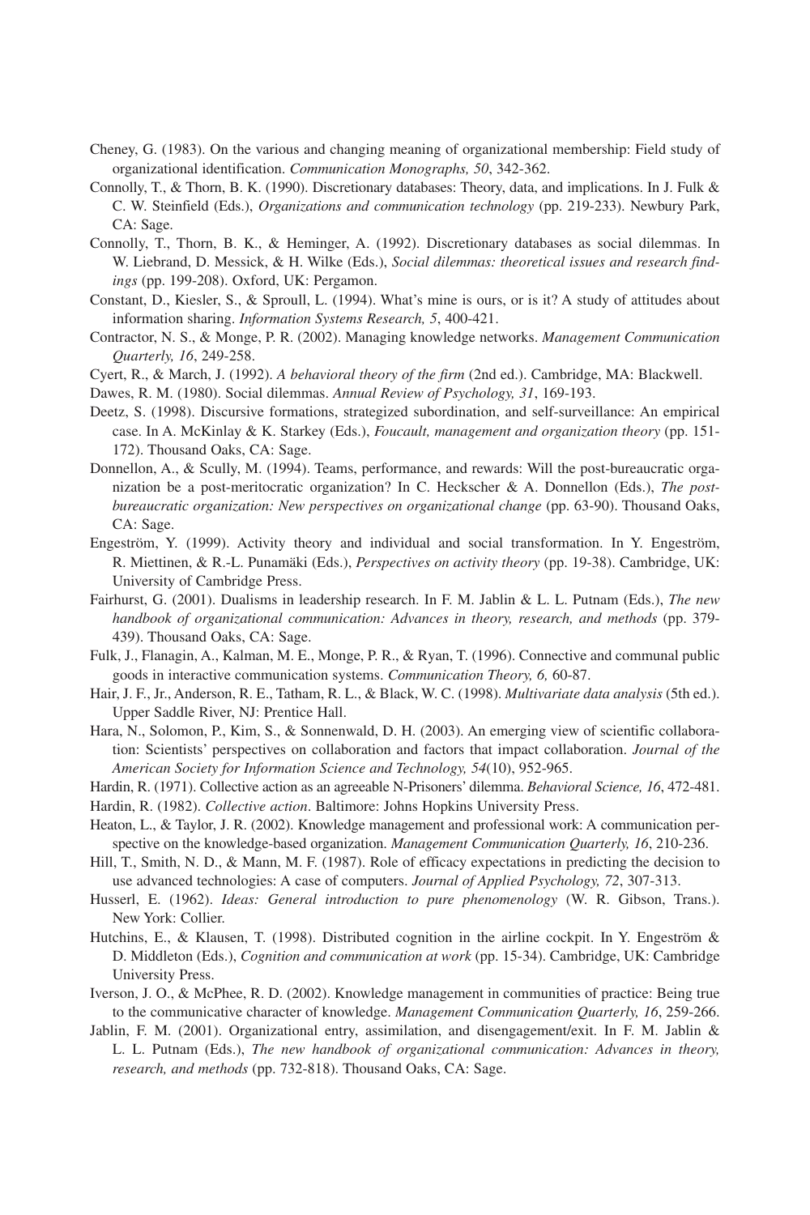Cheney, G. (1983). On the various and changing meaning of organizational membership: Field study of organizational identification. *Communication Monographs, 50*, 342-362.

Connolly, T., & Thorn, B. K. (1990). Discretionary databases: Theory, data, and implications. In J. Fulk & C. W. Steinfield (Eds.), *Organizations and communication technology* (pp. 219-233). Newbury Park, CA: Sage.

Connolly, T., Thorn, B. K., & Heminger, A. (1992). Discretionary databases as social dilemmas. In W. Liebrand, D. Messick, & H. Wilke (Eds.), *Social dilemmas: theoretical issues and research findings* (pp. 199-208). Oxford, UK: Pergamon.

Constant, D., Kiesler, S., & Sproull, L. (1994). What's mine is ours, or is it? A study of attitudes about information sharing. *Information Systems Research, 5*, 400-421.

Contractor, N. S., & Monge, P. R. (2002). Managing knowledge networks. *Management Communication Quarterly, 16*, 249-258.

Cyert, R., & March, J. (1992). *A behavioral theory of the firm* (2nd ed.). Cambridge, MA: Blackwell.

Dawes, R. M. (1980). Social dilemmas. *Annual Review of Psychology, 31*, 169-193.

Deetz, S. (1998). Discursive formations, strategized subordination, and self-surveillance: An empirical case. In A. McKinlay & K. Starkey (Eds.), *Foucault, management and organization theory* (pp. 151-172). Thousand Oaks, CA: Sage.

Donnellon, A., & Scully, M. (1994). Teams, performance, and rewards: Will the post-bureaucratic organization be a post-meritocratic organization? In C. Heckscher & A. Donnellon (Eds.), *The post-bureaucratic organization: New perspectives on organizational change* (pp. 63-90). Thousand Oaks, CA: Sage.

Engeström, Y. (1999). Activity theory and individual and social transformation. In Y. Engeström, R. Miettinen, & R.-L. Punamäki (Eds.), *Perspectives on activity theory* (pp. 19-38). Cambridge, UK: University of Cambridge Press.

Fairhurst, G. (2001). Dualisms in leadership research. In F. M. Jablin & L. L. Putnam (Eds.), *The new handbook of organizational communication: Advances in theory, research, and methods* (pp. 379-439). Thousand Oaks, CA: Sage.

Fulk, J., Flanagin, A., Kalman, M. E., Monge, P. R., & Ryan, T. (1996). Connective and communal public goods in interactive communication systems. *Communication Theory, 6,* 60-87.

Hair, J. F., Jr., Anderson, R. E., Tatham, R. L., & Black, W. C. (1998). *Multivariate data analysis* (5th ed.). Upper Saddle River, NJ: Prentice Hall.

Hara, N., Solomon, P., Kim, S., & Sonnenwald, D. H. (2003). An emerging view of scientific collaboration: Scientists' perspectives on collaboration and factors that impact collaboration. *Journal of the American Society for Information Science and Technology, 54*(10), 952-965.

Hardin, R. (1971). Collective action as an agreeable N-Prisoners' dilemma. *Behavioral Science, 16*, 472-481.

Hardin, R. (1982). *Collective action*. Baltimore: Johns Hopkins University Press.

Heaton, L., & Taylor, J. R. (2002). Knowledge management and professional work: A communication perspective on the knowledge-based organization. *Management Communication Quarterly, 16*, 210-236.

Hill, T., Smith, N. D., & Mann, M. F. (1987). Role of efficacy expectations in predicting the decision to use advanced technologies: A case of computers. *Journal of Applied Psychology, 72*, 307-313.

Husserl, E. (1962). *Ideas: General introduction to pure phenomenology* (W. R. Gibson, Trans.). New York: Collier.

Hutchins, E., & Klausen, T. (1998). Distributed cognition in the airline cockpit. In Y. Engeström & D. Middleton (Eds.), *Cognition and communication at work* (pp. 15-34). Cambridge, UK: Cambridge University Press.

Iverson, J. O., & McPhee, R. D. (2002). Knowledge management in communities of practice: Being true to the communicative character of knowledge. *Management Communication Quarterly, 16*, 259-266.

Jablin, F. M. (2001). Organizational entry, assimilation, and disengagement/exit. In F. M. Jablin & L. L. Putnam (Eds.), *The new handbook of organizational communication: Advances in theory, research, and methods* (pp. 732-818). Thousand Oaks, CA: Sage.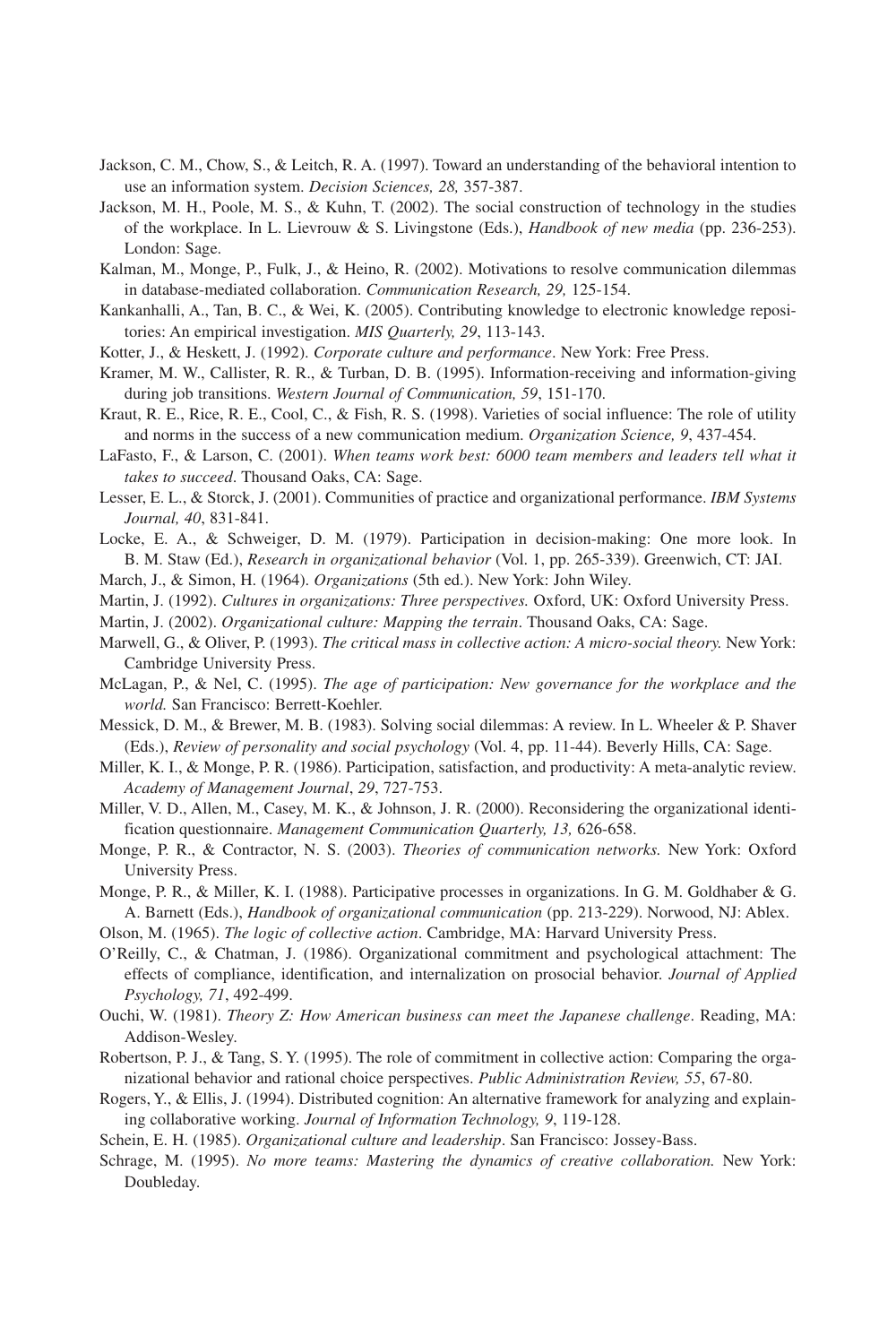Jackson, C. M., Chow, S., & Leitch, R. A. (1997). Toward an understanding of the behavioral intention to use an information system. *Decision Sciences, 28,* 357-387.

Jackson, M. H., Poole, M. S., & Kuhn, T. (2002). The social construction of technology in the studies of the workplace. In L. Lievrouw & S. Livingstone (Eds.), *Handbook of new media* (pp. 236-253). London: Sage.

Kalman, M., Monge, P., Fulk, J., & Heino, R. (2002). Motivations to resolve communication dilemmas in database-mediated collaboration. *Communication Research, 29,* 125-154.

Kankanhalli, A., Tan, B. C., & Wei, K. (2005). Contributing knowledge to electronic knowledge repositories: An empirical investigation. *MIS Quarterly, 29*, 113-143.

Kotter, J., & Heskett, J. (1992). *Corporate culture and performance*. New York: Free Press.

Kramer, M. W., Callister, R. R., & Turban, D. B. (1995). Information-receiving and information-giving during job transitions. *Western Journal of Communication, 59*, 151-170.

Kraut, R. E., Rice, R. E., Cool, C., & Fish, R. S. (1998). Varieties of social influence: The role of utility and norms in the success of a new communication medium. *Organization Science, 9*, 437-454.

LaFasto, F., & Larson, C. (2001). *When teams work best: 6000 team members and leaders tell what it takes to succeed*. Thousand Oaks, CA: Sage.

Lesser, E. L., & Storck, J. (2001). Communities of practice and organizational performance. *IBM Systems Journal, 40*, 831-841.

Locke, E. A., & Schweiger, D. M. (1979). Participation in decision-making: One more look. In B. M. Staw (Ed.), *Research in organizational behavior* (Vol. 1, pp. 265-339). Greenwich, CT: JAI.

March, J., & Simon, H. (1964). *Organizations* (5th ed.). New York: John Wiley.

Martin, J. (1992). *Cultures in organizations: Three perspectives.* Oxford, UK: Oxford University Press.

Martin, J. (2002). *Organizational culture: Mapping the terrain*. Thousand Oaks, CA: Sage.

Marwell, G., & Oliver, P. (1993). *The critical mass in collective action: A micro-social theory.* New York: Cambridge University Press.

McLagan, P., & Nel, C. (1995). *The age of participation: New governance for the workplace and the world.* San Francisco: Berrett-Koehler.

Messick, D. M., & Brewer, M. B. (1983). Solving social dilemmas: A review. In L. Wheeler & P. Shaver (Eds.), *Review of personality and social psychology* (Vol. 4, pp. 11-44). Beverly Hills, CA: Sage.

Miller, K. I., & Monge, P. R. (1986). Participation, satisfaction, and productivity: A meta-analytic review. *Academy of Management Journal*, *29*, 727-753.

Miller, V. D., Allen, M., Casey, M. K., & Johnson, J. R. (2000). Reconsidering the organizational identification questionnaire. *Management Communication Quarterly, 13,* 626-658.

Monge, P. R., & Contractor, N. S. (2003). *Theories of communication networks.* New York: Oxford University Press.

Monge, P. R., & Miller, K. I. (1988). Participative processes in organizations. In G. M. Goldhaber & G. A. Barnett (Eds.), *Handbook of organizational communication* (pp. 213-229). Norwood, NJ: Ablex.

Olson, M. (1965). *The logic of collective action*. Cambridge, MA: Harvard University Press.

O'Reilly, C., & Chatman, J. (1986). Organizational commitment and psychological attachment: The effects of compliance, identification, and internalization on prosocial behavior. *Journal of Applied Psychology, 71*, 492-499.

Ouchi, W. (1981). *Theory Z: How American business can meet the Japanese challenge*. Reading, MA: Addison-Wesley.

Robertson, P. J., & Tang, S. Y. (1995). The role of commitment in collective action: Comparing the organizational behavior and rational choice perspectives. *Public Administration Review, 55*, 67-80.

Rogers, Y., & Ellis, J. (1994). Distributed cognition: An alternative framework for analyzing and explaining collaborative working. *Journal of Information Technology, 9*, 119-128.

Schein, E. H. (1985). *Organizational culture and leadership*. San Francisco: Jossey-Bass.

Schrage, M. (1995). *No more teams: Mastering the dynamics of creative collaboration.* New York: Doubleday.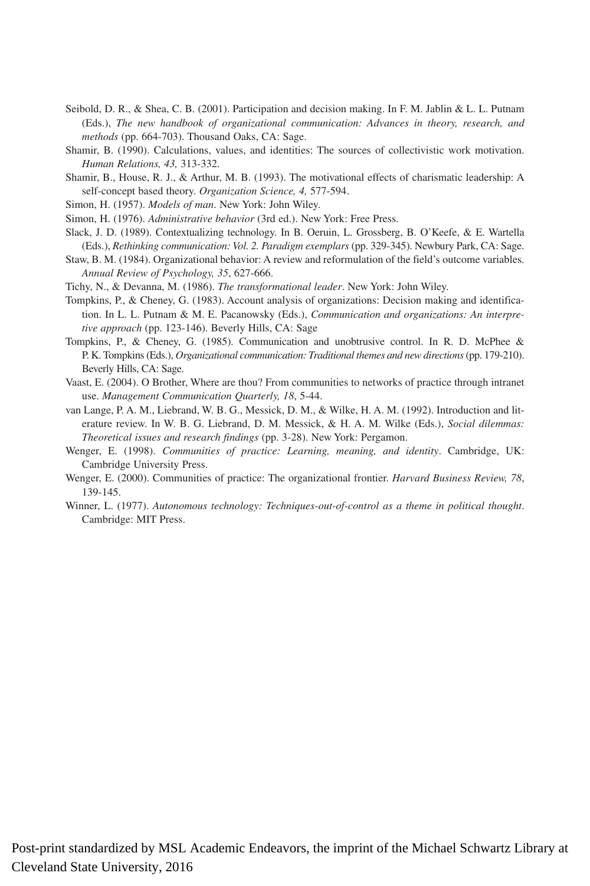Seibold, D. R., & Shea, C. B. (2001). Participation and decision making. In F. M. Jablin & L. L. Putnam (Eds.), *The new handbook of organizational communication: Advances in theory, research, and methods* (pp. 664-703). Thousand Oaks, CA: Sage.

Shamir, B. (1990). Calculations, values, and identities: The sources of collectivistic work motivation. *Human Relations, 43,* 313-332.

Shamir, B., House, R. J., & Arthur, M. B. (1993). The motivational effects of charismatic leadership: A self-concept based theory. *Organization Science, 4,* 577-594.

Simon, H. (1957). *Models of man*. New York: John Wiley.

Simon, H. (1976). *Administrative behavior* (3rd ed.). New York: Free Press.

Slack, J. D. (1989). Contextualizing technology. In B. Oeruin, L. Grossberg, B. O'Keefe, & E. Wartella (Eds.), *Rethinking communication: Vol. 2. Paradigm exemplars* (pp. 329-345). Newbury Park, CA: Sage.

Staw, B. M. (1984). Organizational behavior: A review and reformulation of the field's outcome variables. *Annual Review of Psychology, 35*, 627-666.

Tichy, N., & Devanna, M. (1986). *The transformational leader*. New York: John Wiley.

Tompkins, P., & Cheney, G. (1983). Account analysis of organizations: Decision making and identification. In L. L. Putnam & M. E. Pacanowsky (Eds.), *Communication and organizations: An interpretive approach* (pp. 123-146). Beverly Hills, CA: Sage

Tompkins, P., & Cheney, G. (1985). Communication and unobtrusive control. In R. D. McPhee & P. K. Tompkins (Eds.), *Organizational communication: Traditional themes and new directions* (pp. 179-210). Beverly Hills, CA: Sage.

Vaast, E. (2004). O Brother, Where are thou? From communities to networks of practice through intranet use. *Management Communication Quarterly, 18*, 5-44.

van Lange, P. A. M., Liebrand, W. B. G., Messick, D. M., & Wilke, H. A. M. (1992). Introduction and literature review. In W. B. G. Liebrand, D. M. Messick, & H. A. M. Wilke (Eds.), *Social dilemmas: Theoretical issues and research findings* (pp. 3-28). New York: Pergamon.

Wenger, E. (1998). *Communities of practice: Learning, meaning, and identity*. Cambridge, UK: Cambridge University Press.

Wenger, E. (2000). Communities of practice: The organizational frontier. *Harvard Business Review, 78*, 139-145.

Winner, L. (1977). *Autonomous technology: Techniques-out-of-control as a theme in political thought*. Cambridge: MIT Press.

Post-print standardized by MSL Academic Endeavors, the imprint of the Michael Schwartz Library at Cleveland State University, 2016